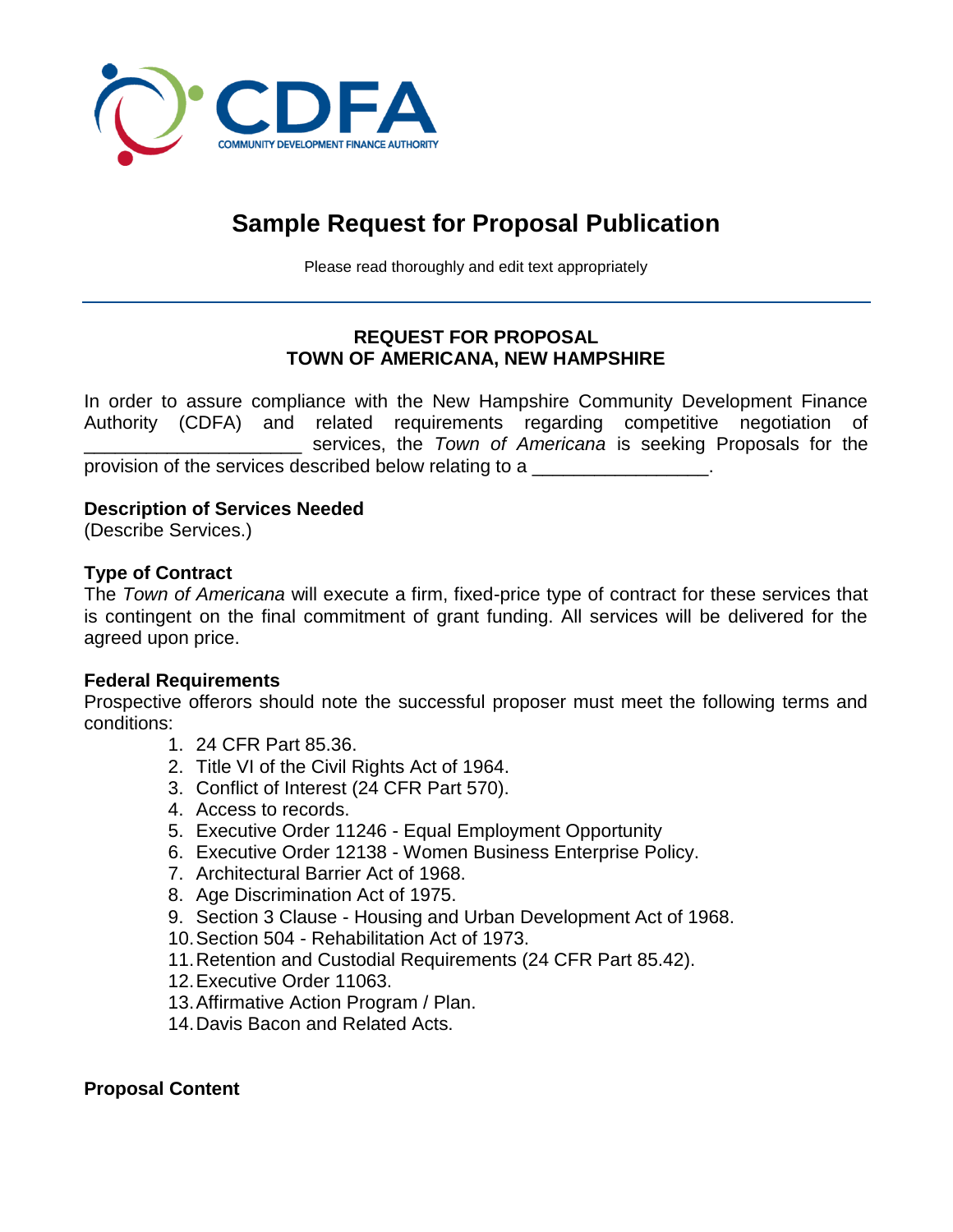CDFA
COMMUNITY DEVELOPMENT FINANCE AUTHORITY

# Sample Request for Proposal Publication

Please read thoroughly and edit text appropriately

---

## REQUEST FOR PROPOSAL
## TOWN OF AMERICANA, NEW HAMPSHIRE

In order to assure compliance with the New Hampshire Community Development Finance Authority (CDFA) and related requirements regarding competitive negotiation of ____________________ services, the *Town of Americana* is seeking Proposals for the provision of the services described below relating to a ________________.

**Description of Services Needed**
(Describe Services.)

**Type of Contract**
The *Town of Americana* will execute a firm, fixed-price type of contract for these services that is contingent on the final commitment of grant funding. All services will be delivered for the agreed upon price.

**Federal Requirements**
Prospective offerors should note the successful proposer must meet the following terms and conditions:

1. 24 CFR Part 85.36.
2. Title VI of the Civil Rights Act of 1964.
3. Conflict of Interest (24 CFR Part 570).
4. Access to records.
5. Executive Order 11246 - Equal Employment Opportunity
6. Executive Order 12138 - Women Business Enterprise Policy.
7. Architectural Barrier Act of 1968.
8. Age Discrimination Act of 1975.
9. Section 3 Clause - Housing and Urban Development Act of 1968.
10. Section 504 - Rehabilitation Act of 1973.
11. Retention and Custodial Requirements (24 CFR Part 85.42).
12. Executive Order 11063.
13. Affirmative Action Program / Plan.
14. Davis Bacon and Related Acts.

**Proposal Content**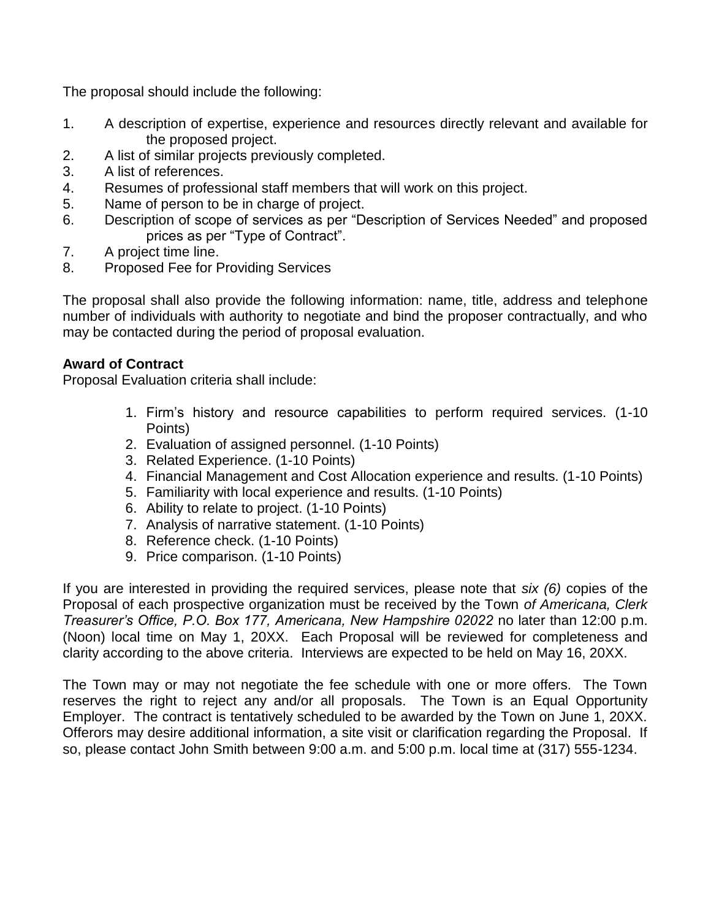The proposal should include the following:

1. A description of expertise, experience and resources directly relevant and available for the proposed project.
2. A list of similar projects previously completed.
3. A list of references.
4. Resumes of professional staff members that will work on this project.
5. Name of person to be in charge of project.
6. Description of scope of services as per "Description of Services Needed" and proposed prices as per "Type of Contract".
7. A project time line.
8. Proposed Fee for Providing Services

The proposal shall also provide the following information: name, title, address and telephone number of individuals with authority to negotiate and bind the proposer contractually, and who may be contacted during the period of proposal evaluation.

**Award of Contract**

Proposal Evaluation criteria shall include:

1. Firm's history and resource capabilities to perform required services. (1-10 Points)
2. Evaluation of assigned personnel. (1-10 Points)
3. Related Experience. (1-10 Points)
4. Financial Management and Cost Allocation experience and results. (1-10 Points)
5. Familiarity with local experience and results. (1-10 Points)
6. Ability to relate to project. (1-10 Points)
7. Analysis of narrative statement. (1-10 Points)
8. Reference check. (1-10 Points)
9. Price comparison. (1-10 Points)

If you are interested in providing the required services, please note that *six (6)* copies of the Proposal of each prospective organization must be received by the Town *of Americana, Clerk Treasurer's Office, P.O. Box 177, Americana, New Hampshire 02022* no later than 12:00 p.m. (Noon) local time on May 1, 20XX. Each Proposal will be reviewed for completeness and clarity according to the above criteria. Interviews are expected to be held on May 16, 20XX.

The Town may or may not negotiate the fee schedule with one or more offers. The Town reserves the right to reject any and/or all proposals. The Town is an Equal Opportunity Employer. The contract is tentatively scheduled to be awarded by the Town on June 1, 20XX. Offerors may desire additional information, a site visit or clarification regarding the Proposal. If so, please contact John Smith between 9:00 a.m. and 5:00 p.m. local time at (317) 555-1234.